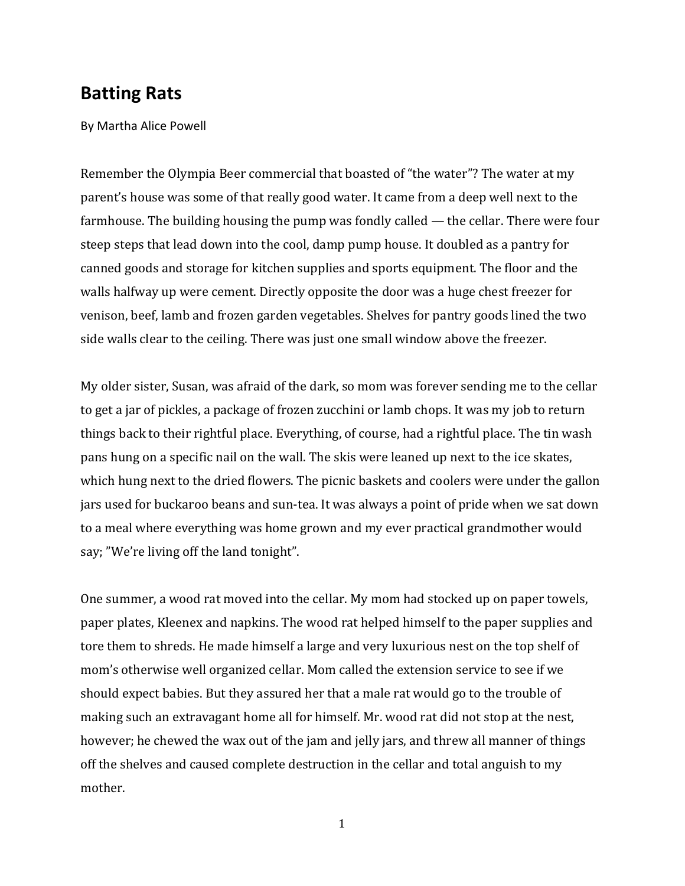## Batting Rats

By Martha Alice Powell

Remember the Olympia Beer commercial that boasted of "the water"? The water at my parent's house was some of that really good water. It came from a deep well next to the farmhouse. The building housing the pump was fondly called — the cellar. There were four steep steps that lead down into the cool, damp pump house. It doubled as a pantry for canned goods and storage for kitchen supplies and sports equipment. The floor and the walls halfway up were cement. Directly opposite the door was a huge chest freezer for venison, beef, lamb and frozen garden vegetables. Shelves for pantry goods lined the two side walls clear to the ceiling. There was just one small window above the freezer.

My older sister, Susan, was afraid of the dark, so mom was forever sending me to the cellar to get a jar of pickles, a package of frozen zucchini or lamb chops. It was my job to return things back to their rightful place. Everything, of course, had a rightful place. The tin wash pans hung on a specific nail on the wall. The skis were leaned up next to the ice skates, which hung next to the dried flowers. The picnic baskets and coolers were under the gallon jars used for buckaroo beans and sun-tea. It was always a point of pride when we sat down to a meal where everything was home grown and my ever practical grandmother would say; "We're living off the land tonight".

One summer, a wood rat moved into the cellar. My mom had stocked up on paper towels, paper plates, Kleenex and napkins. The wood rat helped himself to the paper supplies and tore them to shreds. He made himself a large and very luxurious nest on the top shelf of mom's otherwise well organized cellar. Mom called the extension service to see if we should expect babies. But they assured her that a male rat would go to the trouble of making such an extravagant home all for himself. Mr. wood rat did not stop at the nest, however; he chewed the wax out of the jam and jelly jars, and threw all manner of things off the shelves and caused complete destruction in the cellar and total anguish to my mother.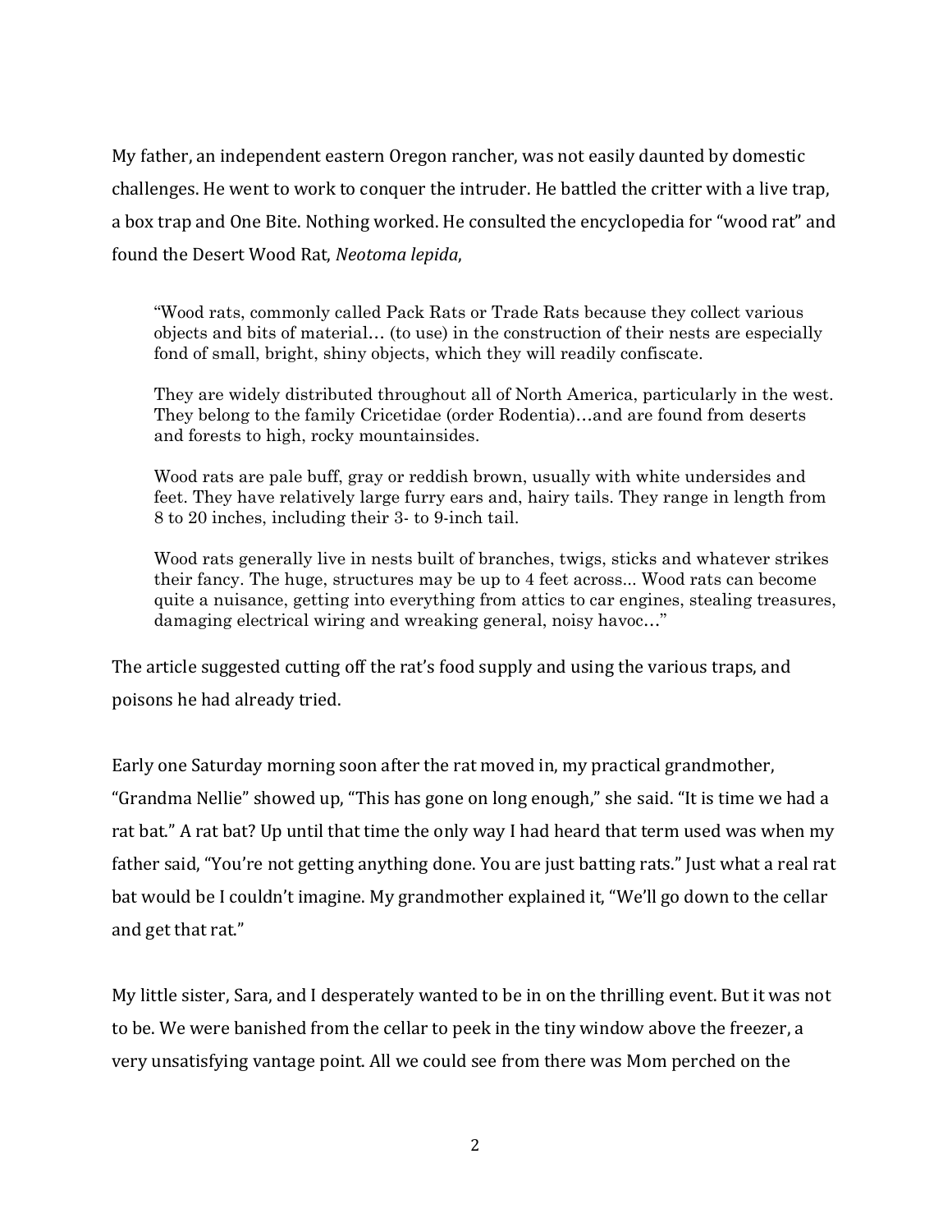My father, an independent eastern Oregon rancher, was not easily daunted by domestic challenges. He went to work to conquer the intruder. He battled the critter with a live trap, a box trap and One Bite. Nothing worked. He consulted the encyclopedia for "wood rat" and found the Desert Wood Rat, *Neotoma lepida*,

> "Wood rats, commonly called Pack Rats or Trade Rats because they collect various objects and bits of material… (to use) in the construction of their nests are especially fond of small, bright, shiny objects, which they will readily confiscate.
>
> They are widely distributed throughout all of North America, particularly in the west. They belong to the family Cricetidae (order Rodentia)…and are found from deserts and forests to high, rocky mountainsides.
>
> Wood rats are pale buff, gray or reddish brown, usually with white undersides and feet. They have relatively large furry ears and, hairy tails. They range in length from 8 to 20 inches, including their 3- to 9-inch tail.
>
> Wood rats generally live in nests built of branches, twigs, sticks and whatever strikes their fancy. The huge, structures may be up to 4 feet across… Wood rats can become quite a nuisance, getting into everything from attics to car engines, stealing treasures, damaging electrical wiring and wreaking general, noisy havoc…"

The article suggested cutting off the rat's food supply and using the various traps, and poisons he had already tried.

Early one Saturday morning soon after the rat moved in, my practical grandmother, "Grandma Nellie" showed up, "This has gone on long enough," she said. "It is time we had a rat bat." A rat bat? Up until that time the only way I had heard that term used was when my father said, "You're not getting anything done. You are just batting rats." Just what a real rat bat would be I couldn't imagine. My grandmother explained it, "We'll go down to the cellar and get that rat."

My little sister, Sara, and I desperately wanted to be in on the thrilling event. But it was not to be. We were banished from the cellar to peek in the tiny window above the freezer, a very unsatisfying vantage point. All we could see from there was Mom perched on the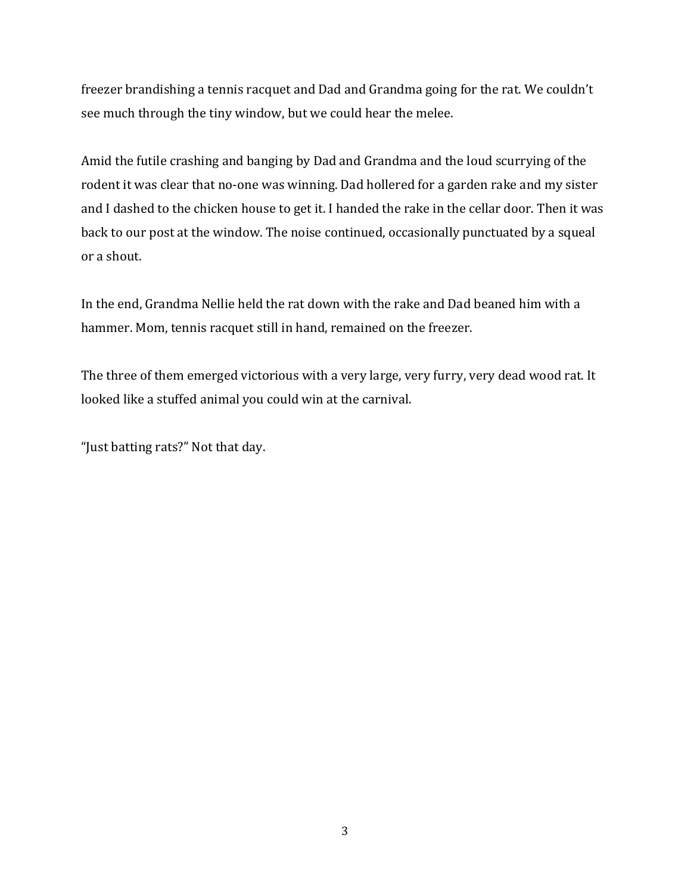freezer brandishing a tennis racquet and Dad and Grandma going for the rat. We couldn't see much through the tiny window, but we could hear the melee.

Amid the futile crashing and banging by Dad and Grandma and the loud scurrying of the rodent it was clear that no-one was winning. Dad hollered for a garden rake and my sister and I dashed to the chicken house to get it. I handed the rake in the cellar door. Then it was back to our post at the window. The noise continued, occasionally punctuated by a squeal or a shout.

In the end, Grandma Nellie held the rat down with the rake and Dad beaned him with a hammer. Mom, tennis racquet still in hand, remained on the freezer.

The three of them emerged victorious with a very large, very furry, very dead wood rat. It looked like a stuffed animal you could win at the carnival.

"Just batting rats?" Not that day.